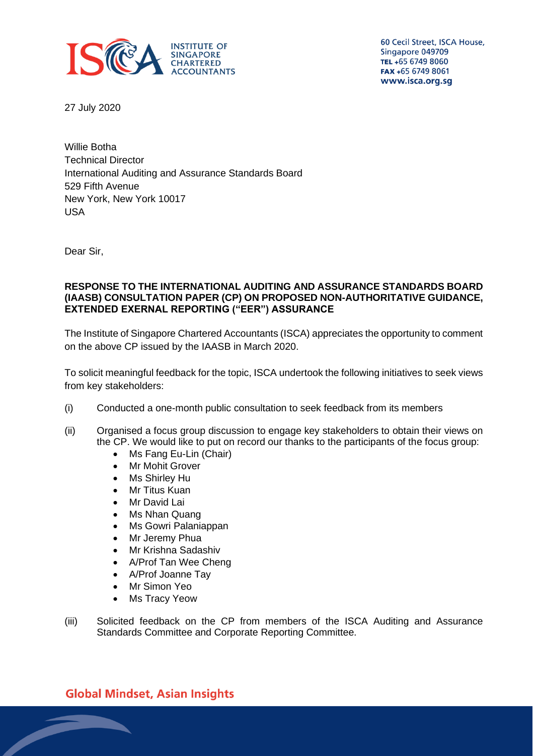INSTITUTE OF SINGAPORE CHARTERED ACCOUNTANTS

60 Cecil Street, ISCA House,
Singapore 049709
**TEL** +65 6749 8060
**FAX** +65 6749 8061
**www.isca.org.sg**

27 July 2020

Willie Botha
Technical Director
International Auditing and Assurance Standards Board
529 Fifth Avenue
New York, New York 10017
USA

Dear Sir,

**RESPONSE TO THE INTERNATIONAL AUDITING AND ASSURANCE STANDARDS BOARD (IAASB) CONSULTATION PAPER (CP) ON PROPOSED NON-AUTHORITATIVE GUIDANCE, EXTENDED EXERNAL REPORTING ("EER") ASSURANCE**

The Institute of Singapore Chartered Accountants (ISCA) appreciates the opportunity to comment on the above CP issued by the IAASB in March 2020.

To solicit meaningful feedback for the topic, ISCA undertook the following initiatives to seek views from key stakeholders:

(i) Conducted a one-month public consultation to seek feedback from its members

(ii) Organised a focus group discussion to engage key stakeholders to obtain their views on the CP. We would like to put on record our thanks to the participants of the focus group:
- Ms Fang Eu-Lin (Chair)
- Mr Mohit Grover
- Ms Shirley Hu
- Mr Titus Kuan
- Mr David Lai
- Ms Nhan Quang
- Ms Gowri Palaniappan
- Mr Jeremy Phua
- Mr Krishna Sadashiv
- A/Prof Tan Wee Cheng
- A/Prof Joanne Tay
- Mr Simon Yeo
- Ms Tracy Yeow

(iii) Solicited feedback on the CP from members of the ISCA Auditing and Assurance Standards Committee and Corporate Reporting Committee.

Global Mindset, Asian Insights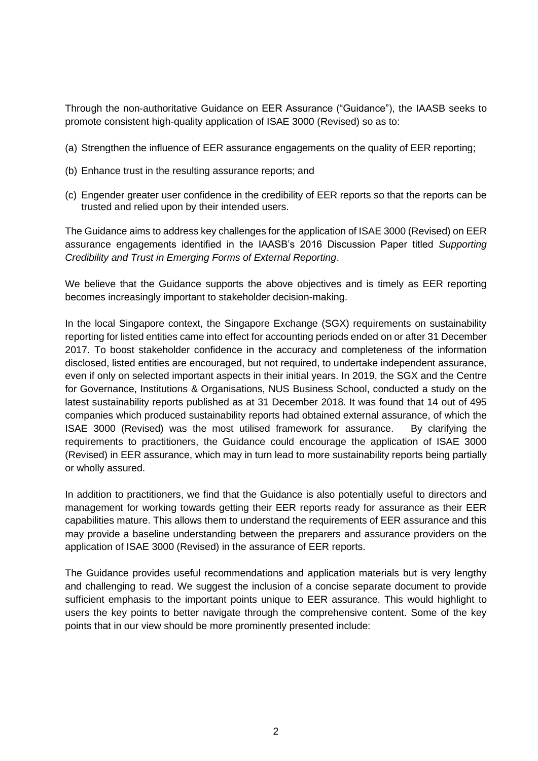Through the non-authoritative Guidance on EER Assurance ("Guidance"), the IAASB seeks to promote consistent high-quality application of ISAE 3000 (Revised) so as to:

(a) Strengthen the influence of EER assurance engagements on the quality of EER reporting;

(b) Enhance trust in the resulting assurance reports; and

(c) Engender greater user confidence in the credibility of EER reports so that the reports can be trusted and relied upon by their intended users.

The Guidance aims to address key challenges for the application of ISAE 3000 (Revised) on EER assurance engagements identified in the IAASB's 2016 Discussion Paper titled *Supporting Credibility and Trust in Emerging Forms of External Reporting*.

We believe that the Guidance supports the above objectives and is timely as EER reporting becomes increasingly important to stakeholder decision-making.

In the local Singapore context, the Singapore Exchange (SGX) requirements on sustainability reporting for listed entities came into effect for accounting periods ended on or after 31 December 2017. To boost stakeholder confidence in the accuracy and completeness of the information disclosed, listed entities are encouraged, but not required, to undertake independent assurance, even if only on selected important aspects in their initial years. In 2019, the SGX and the Centre for Governance, Institutions & Organisations, NUS Business School, conducted a study on the latest sustainability reports published as at 31 December 2018. It was found that 14 out of 495 companies which produced sustainability reports had obtained external assurance, of which the ISAE 3000 (Revised) was the most utilised framework for assurance. By clarifying the requirements to practitioners, the Guidance could encourage the application of ISAE 3000 (Revised) in EER assurance, which may in turn lead to more sustainability reports being partially or wholly assured.

In addition to practitioners, we find that the Guidance is also potentially useful to directors and management for working towards getting their EER reports ready for assurance as their EER capabilities mature. This allows them to understand the requirements of EER assurance and this may provide a baseline understanding between the preparers and assurance providers on the application of ISAE 3000 (Revised) in the assurance of EER reports.

The Guidance provides useful recommendations and application materials but is very lengthy and challenging to read. We suggest the inclusion of a concise separate document to provide sufficient emphasis to the important points unique to EER assurance. This would highlight to users the key points to better navigate through the comprehensive content. Some of the key points that in our view should be more prominently presented include: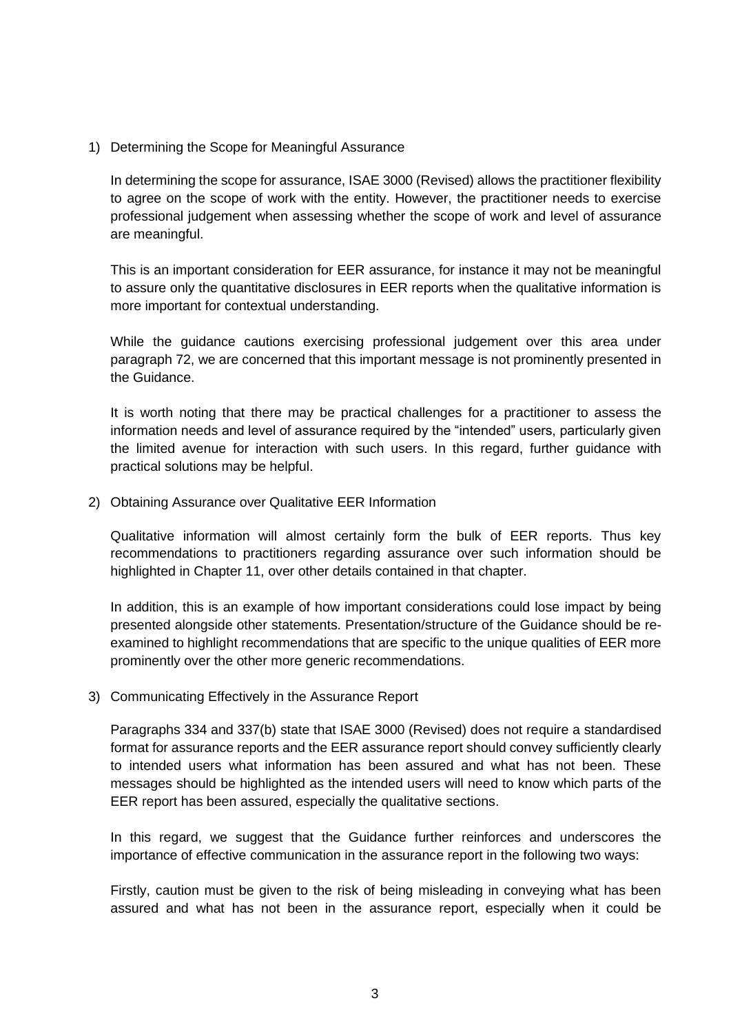1) Determining the Scope for Meaningful Assurance

   In determining the scope for assurance, ISAE 3000 (Revised) allows the practitioner flexibility to agree on the scope of work with the entity. However, the practitioner needs to exercise professional judgement when assessing whether the scope of work and level of assurance are meaningful.

   This is an important consideration for EER assurance, for instance it may not be meaningful to assure only the quantitative disclosures in EER reports when the qualitative information is more important for contextual understanding.

   While the guidance cautions exercising professional judgement over this area under paragraph 72, we are concerned that this important message is not prominently presented in the Guidance.

   It is worth noting that there may be practical challenges for a practitioner to assess the information needs and level of assurance required by the "intended" users, particularly given the limited avenue for interaction with such users. In this regard, further guidance with practical solutions may be helpful.

2) Obtaining Assurance over Qualitative EER Information

   Qualitative information will almost certainly form the bulk of EER reports. Thus key recommendations to practitioners regarding assurance over such information should be highlighted in Chapter 11, over other details contained in that chapter.

   In addition, this is an example of how important considerations could lose impact by being presented alongside other statements. Presentation/structure of the Guidance should be re-examined to highlight recommendations that are specific to the unique qualities of EER more prominently over the other more generic recommendations.

3) Communicating Effectively in the Assurance Report

   Paragraphs 334 and 337(b) state that ISAE 3000 (Revised) does not require a standardised format for assurance reports and the EER assurance report should convey sufficiently clearly to intended users what information has been assured and what has not been. These messages should be highlighted as the intended users will need to know which parts of the EER report has been assured, especially the qualitative sections.

   In this regard, we suggest that the Guidance further reinforces and underscores the importance of effective communication in the assurance report in the following two ways:

   Firstly, caution must be given to the risk of being misleading in conveying what has been assured and what has not been in the assurance report, especially when it could be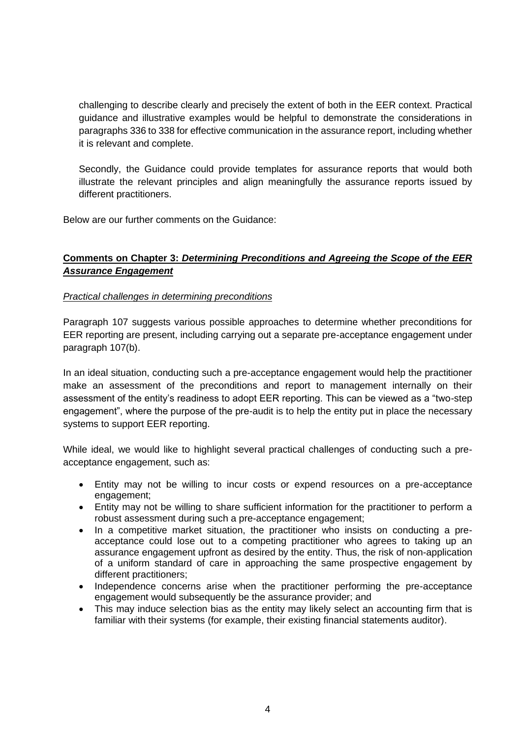challenging to describe clearly and precisely the extent of both in the EER context. Practical guidance and illustrative examples would be helpful to demonstrate the considerations in paragraphs 336 to 338 for effective communication in the assurance report, including whether it is relevant and complete.

Secondly, the Guidance could provide templates for assurance reports that would both illustrate the relevant principles and align meaningfully the assurance reports issued by different practitioners.

Below are our further comments on the Guidance:

**Comments on Chapter 3: *Determining Preconditions and Agreeing the Scope of the EER Assurance Engagement***

*Practical challenges in determining preconditions*

Paragraph 107 suggests various possible approaches to determine whether preconditions for EER reporting are present, including carrying out a separate pre-acceptance engagement under paragraph 107(b).

In an ideal situation, conducting such a pre-acceptance engagement would help the practitioner make an assessment of the preconditions and report to management internally on their assessment of the entity's readiness to adopt EER reporting. This can be viewed as a "two-step engagement", where the purpose of the pre-audit is to help the entity put in place the necessary systems to support EER reporting.

While ideal, we would like to highlight several practical challenges of conducting such a pre-acceptance engagement, such as:

- Entity may not be willing to incur costs or expend resources on a pre-acceptance engagement;
- Entity may not be willing to share sufficient information for the practitioner to perform a robust assessment during such a pre-acceptance engagement;
- In a competitive market situation, the practitioner who insists on conducting a pre-acceptance could lose out to a competing practitioner who agrees to taking up an assurance engagement upfront as desired by the entity. Thus, the risk of non-application of a uniform standard of care in approaching the same prospective engagement by different practitioners;
- Independence concerns arise when the practitioner performing the pre-acceptance engagement would subsequently be the assurance provider; and
- This may induce selection bias as the entity may likely select an accounting firm that is familiar with their systems (for example, their existing financial statements auditor).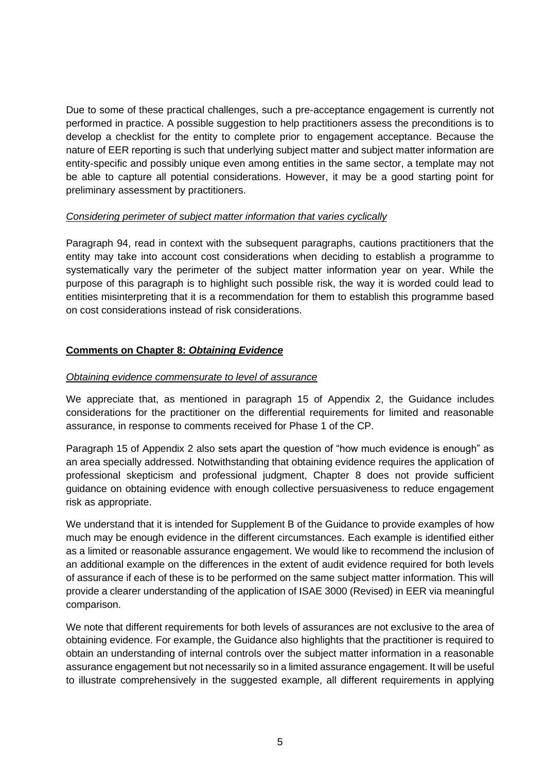Due to some of these practical challenges, such a pre-acceptance engagement is currently not performed in practice. A possible suggestion to help practitioners assess the preconditions is to develop a checklist for the entity to complete prior to engagement acceptance. Because the nature of EER reporting is such that underlying subject matter and subject matter information are entity-specific and possibly unique even among entities in the same sector, a template may not be able to capture all potential considerations. However, it may be a good starting point for preliminary assessment by practitioners.

*Considering perimeter of subject matter information that varies cyclically*

Paragraph 94, read in context with the subsequent paragraphs, cautions practitioners that the entity may take into account cost considerations when deciding to establish a programme to systematically vary the perimeter of the subject matter information year on year. While the purpose of this paragraph is to highlight such possible risk, the way it is worded could lead to entities misinterpreting that it is a recommendation for them to establish this programme based on cost considerations instead of risk considerations.

**Comments on Chapter 8: *Obtaining Evidence***

*Obtaining evidence commensurate to level of assurance*

We appreciate that, as mentioned in paragraph 15 of Appendix 2, the Guidance includes considerations for the practitioner on the differential requirements for limited and reasonable assurance, in response to comments received for Phase 1 of the CP.

Paragraph 15 of Appendix 2 also sets apart the question of "how much evidence is enough" as an area specially addressed. Notwithstanding that obtaining evidence requires the application of professional skepticism and professional judgment, Chapter 8 does not provide sufficient guidance on obtaining evidence with enough collective persuasiveness to reduce engagement risk as appropriate.

We understand that it is intended for Supplement B of the Guidance to provide examples of how much may be enough evidence in the different circumstances. Each example is identified either as a limited or reasonable assurance engagement. We would like to recommend the inclusion of an additional example on the differences in the extent of audit evidence required for both levels of assurance if each of these is to be performed on the same subject matter information. This will provide a clearer understanding of the application of ISAE 3000 (Revised) in EER via meaningful comparison.

We note that different requirements for both levels of assurances are not exclusive to the area of obtaining evidence. For example, the Guidance also highlights that the practitioner is required to obtain an understanding of internal controls over the subject matter information in a reasonable assurance engagement but not necessarily so in a limited assurance engagement. It will be useful to illustrate comprehensively in the suggested example, all different requirements in applying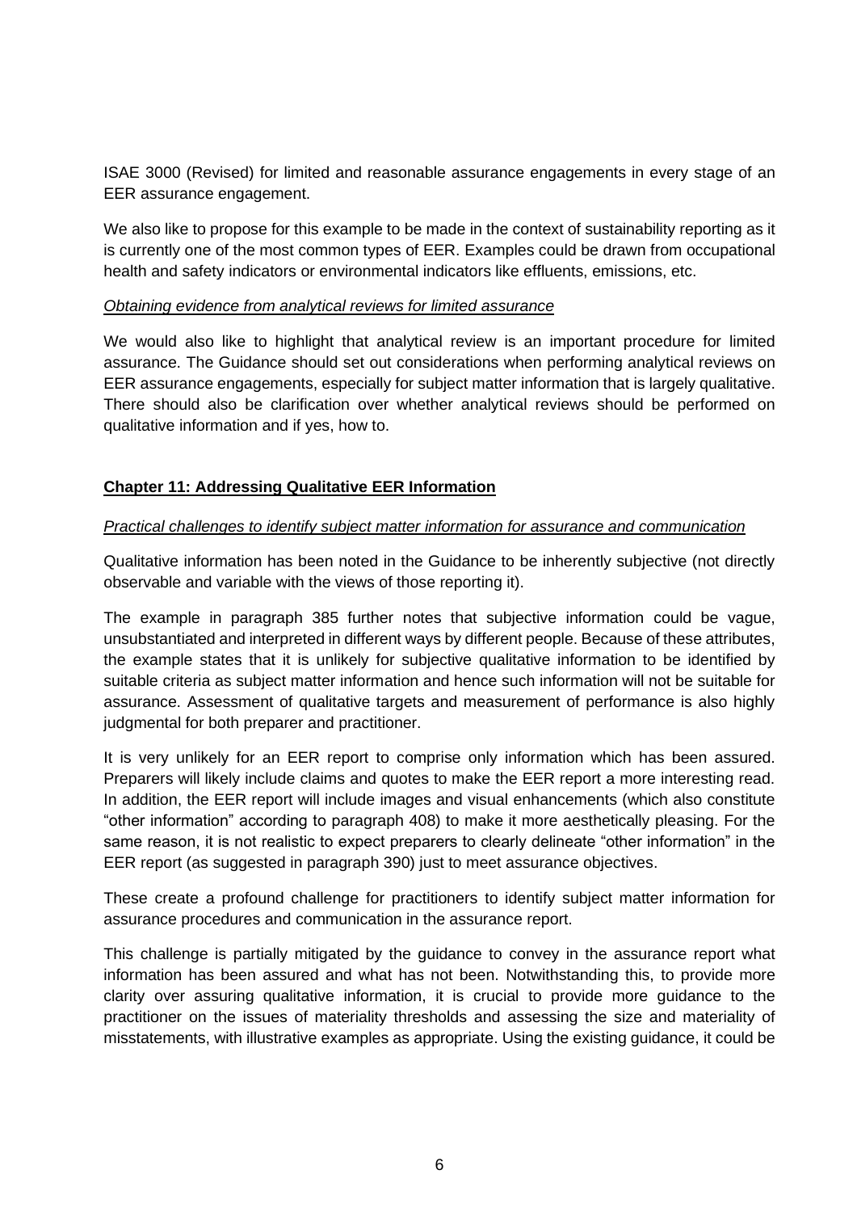ISAE 3000 (Revised) for limited and reasonable assurance engagements in every stage of an EER assurance engagement.

We also like to propose for this example to be made in the context of sustainability reporting as it is currently one of the most common types of EER. Examples could be drawn from occupational health and safety indicators or environmental indicators like effluents, emissions, etc.

*Obtaining evidence from analytical reviews for limited assurance*

We would also like to highlight that analytical review is an important procedure for limited assurance. The Guidance should set out considerations when performing analytical reviews on EER assurance engagements, especially for subject matter information that is largely qualitative. There should also be clarification over whether analytical reviews should be performed on qualitative information and if yes, how to.

**Chapter 11: Addressing Qualitative EER Information**

*Practical challenges to identify subject matter information for assurance and communication*

Qualitative information has been noted in the Guidance to be inherently subjective (not directly observable and variable with the views of those reporting it).

The example in paragraph 385 further notes that subjective information could be vague, unsubstantiated and interpreted in different ways by different people. Because of these attributes, the example states that it is unlikely for subjective qualitative information to be identified by suitable criteria as subject matter information and hence such information will not be suitable for assurance. Assessment of qualitative targets and measurement of performance is also highly judgmental for both preparer and practitioner.

It is very unlikely for an EER report to comprise only information which has been assured. Preparers will likely include claims and quotes to make the EER report a more interesting read. In addition, the EER report will include images and visual enhancements (which also constitute "other information" according to paragraph 408) to make it more aesthetically pleasing. For the same reason, it is not realistic to expect preparers to clearly delineate "other information" in the EER report (as suggested in paragraph 390) just to meet assurance objectives.

These create a profound challenge for practitioners to identify subject matter information for assurance procedures and communication in the assurance report.

This challenge is partially mitigated by the guidance to convey in the assurance report what information has been assured and what has not been. Notwithstanding this, to provide more clarity over assuring qualitative information, it is crucial to provide more guidance to the practitioner on the issues of materiality thresholds and assessing the size and materiality of misstatements, with illustrative examples as appropriate. Using the existing guidance, it could be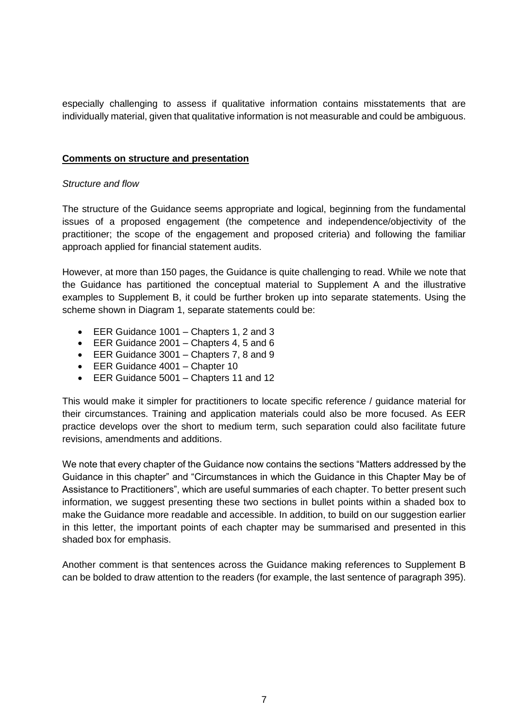especially challenging to assess if qualitative information contains misstatements that are individually material, given that qualitative information is not measurable and could be ambiguous.

**Comments on structure and presentation**

*Structure and flow*

The structure of the Guidance seems appropriate and logical, beginning from the fundamental issues of a proposed engagement (the competence and independence/objectivity of the practitioner; the scope of the engagement and proposed criteria) and following the familiar approach applied for financial statement audits.

However, at more than 150 pages, the Guidance is quite challenging to read. While we note that the Guidance has partitioned the conceptual material to Supplement A and the illustrative examples to Supplement B, it could be further broken up into separate statements. Using the scheme shown in Diagram 1, separate statements could be:

- EER Guidance 1001 – Chapters 1, 2 and 3
- EER Guidance 2001 – Chapters 4, 5 and 6
- EER Guidance 3001 – Chapters 7, 8 and 9
- EER Guidance 4001 – Chapter 10
- EER Guidance 5001 – Chapters 11 and 12

This would make it simpler for practitioners to locate specific reference / guidance material for their circumstances. Training and application materials could also be more focused. As EER practice develops over the short to medium term, such separation could also facilitate future revisions, amendments and additions.

We note that every chapter of the Guidance now contains the sections "Matters addressed by the Guidance in this chapter" and "Circumstances in which the Guidance in this Chapter May be of Assistance to Practitioners", which are useful summaries of each chapter. To better present such information, we suggest presenting these two sections in bullet points within a shaded box to make the Guidance more readable and accessible. In addition, to build on our suggestion earlier in this letter, the important points of each chapter may be summarised and presented in this shaded box for emphasis.

Another comment is that sentences across the Guidance making references to Supplement B can be bolded to draw attention to the readers (for example, the last sentence of paragraph 395).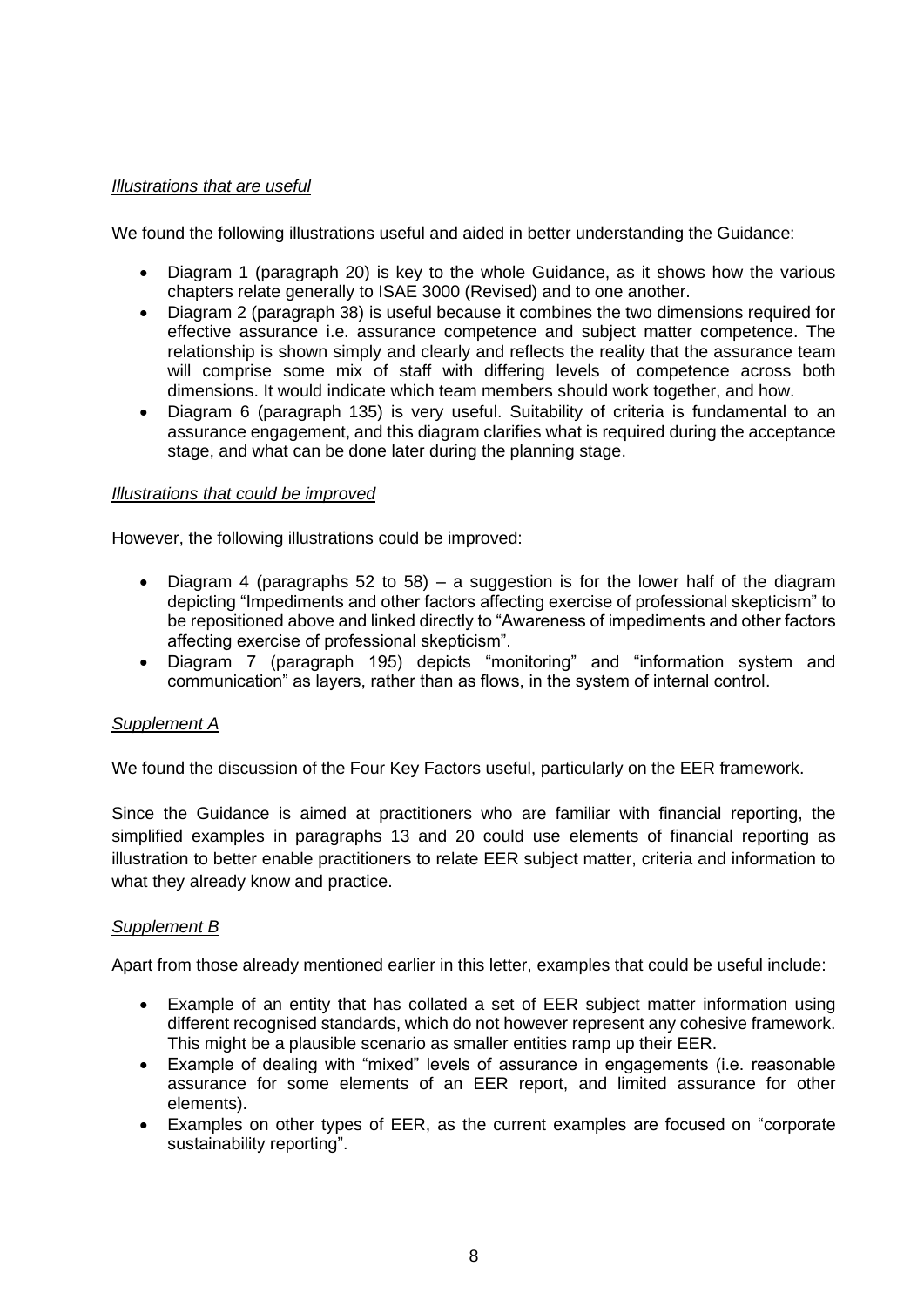*Illustrations that are useful*

We found the following illustrations useful and aided in better understanding the Guidance:

- Diagram 1 (paragraph 20) is key to the whole Guidance, as it shows how the various chapters relate generally to ISAE 3000 (Revised) and to one another.
- Diagram 2 (paragraph 38) is useful because it combines the two dimensions required for effective assurance i.e. assurance competence and subject matter competence. The relationship is shown simply and clearly and reflects the reality that the assurance team will comprise some mix of staff with differing levels of competence across both dimensions. It would indicate which team members should work together, and how.
- Diagram 6 (paragraph 135) is very useful. Suitability of criteria is fundamental to an assurance engagement, and this diagram clarifies what is required during the acceptance stage, and what can be done later during the planning stage.

*Illustrations that could be improved*

However, the following illustrations could be improved:

- Diagram 4 (paragraphs 52 to 58) – a suggestion is for the lower half of the diagram depicting "Impediments and other factors affecting exercise of professional skepticism" to be repositioned above and linked directly to "Awareness of impediments and other factors affecting exercise of professional skepticism".
- Diagram 7 (paragraph 195) depicts "monitoring" and "information system and communication" as layers, rather than as flows, in the system of internal control.

*Supplement A*

We found the discussion of the Four Key Factors useful, particularly on the EER framework.

Since the Guidance is aimed at practitioners who are familiar with financial reporting, the simplified examples in paragraphs 13 and 20 could use elements of financial reporting as illustration to better enable practitioners to relate EER subject matter, criteria and information to what they already know and practice.

*Supplement B*

Apart from those already mentioned earlier in this letter, examples that could be useful include:

- Example of an entity that has collated a set of EER subject matter information using different recognised standards, which do not however represent any cohesive framework. This might be a plausible scenario as smaller entities ramp up their EER.
- Example of dealing with "mixed" levels of assurance in engagements (i.e. reasonable assurance for some elements of an EER report, and limited assurance for other elements).
- Examples on other types of EER, as the current examples are focused on "corporate sustainability reporting".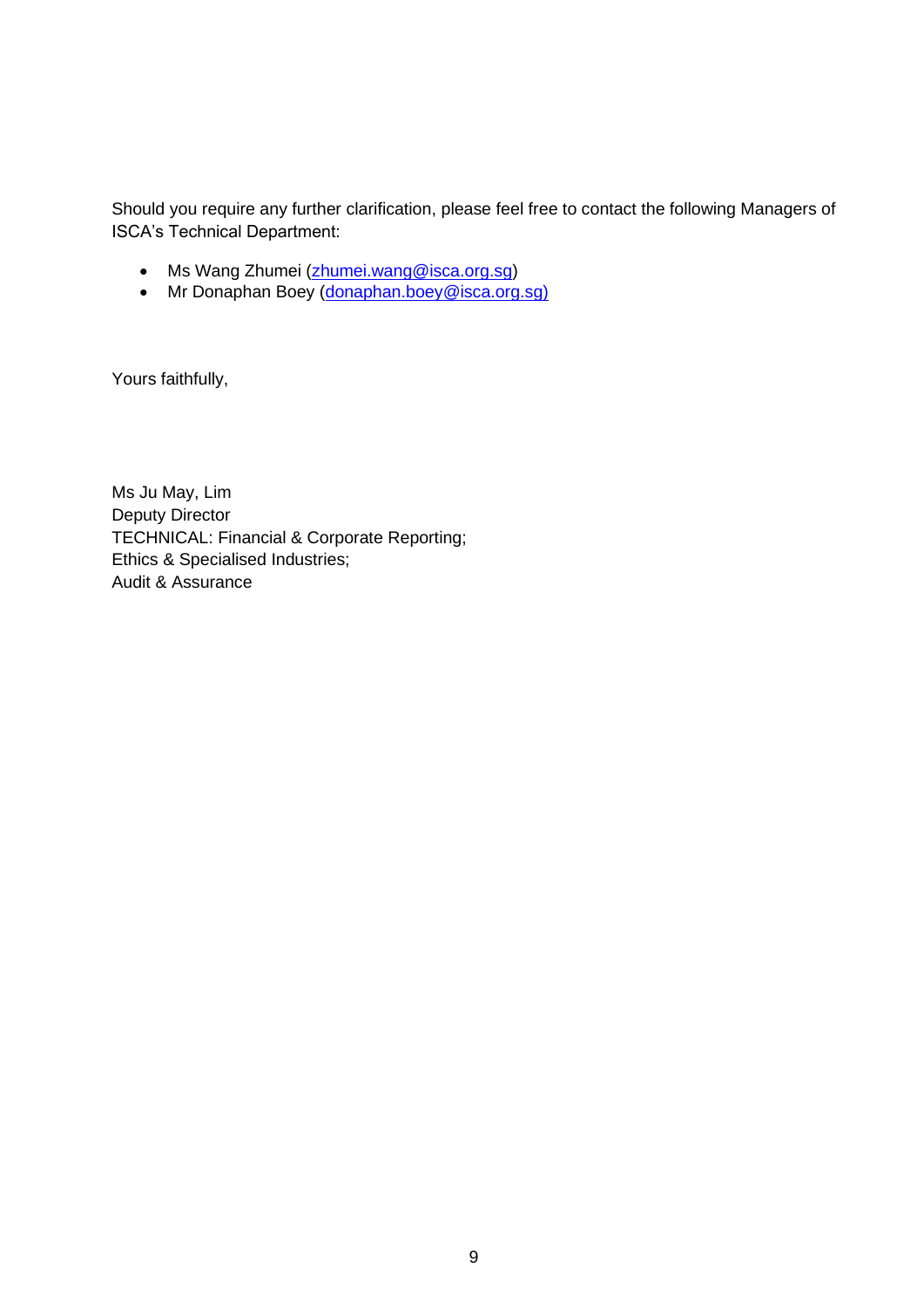Should you require any further clarification, please feel free to contact the following Managers of ISCA's Technical Department:

- Ms Wang Zhumei (zhumei.wang@isca.org.sg)
- Mr Donaphan Boey (donaphan.boey@isca.org.sg)

Yours faithfully,

Ms Ju May, Lim  
Deputy Director  
TECHNICAL: Financial & Corporate Reporting;  
Ethics & Specialised Industries;  
Audit & Assurance